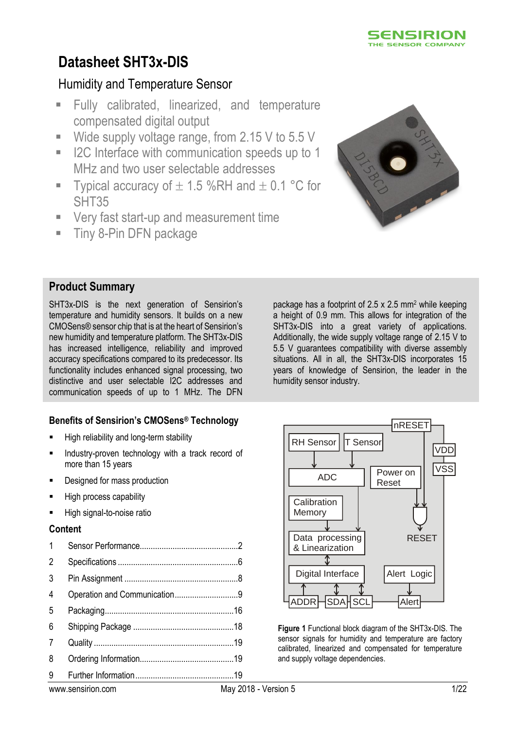# Datasheet SHT3x-DIS

## Humidity and Temperature Sensor

- Fully calibrated, linearized, and temperature compensated digital output
- Wide supply voltage range, from 2.15 V to 5.5 V
- I2C Interface with communication speeds up to 1 MHz and two user selectable addresses
- Typical accuracy of ± 1.5 %RH and ± 0.1 °C for SHT35
- Very fast start-up and measurement time
- Tiny 8-Pin DFN package

## Product Summary

SHT3x-DIS is the next generation of Sensirion's temperature and humidity sensors. It builds on a new CMOSens® sensor chip that is at the heart of Sensirion's new humidity and temperature platform. The SHT3x-DIS has increased intelligence, reliability and improved accuracy specifications compared to its predecessor. Its functionality includes enhanced signal processing, two distinctive and user selectable I2C addresses and communication speeds of up to 1 MHz. The DFN package has a footprint of 2.5 x 2.5 mm[2] while keeping a height of 0.9 mm. This allows for integration of the SHT3x-DIS into a great variety of applications. Additionally, the wide supply voltage range of 2.15 V to 5.5 V guarantees compatibility with diverse assembly situations. All in all, the SHT3x-DIS incorporates 15 years of knowledge of Sensirion, the leader in the humidity sensor industry.

### Benefits of Sensirion's CMOSens® Technology

- High reliability and long-term stability
- Industry-proven technology with a track record of more than 15 years
- Designed for mass production
- High process capability
- High signal-to-noise ratio

### Content

1 Sensor Performance ........ 2
2 Specifications ........ 6
3 Pin Assignment ........ 8
4 Operation and Communication ........ 9
5 Packaging ........ 16
6 Shipping Package ........ 18
7 Quality ........ 19
8 Ordering Information ........ 19
9 Further Information ........ 19

**Figure 1** Functional block diagram of the SHT3x-DIS. The sensor signals for humidity and temperature are factory calibrated, linearized and compensated for temperature and supply voltage dependencies.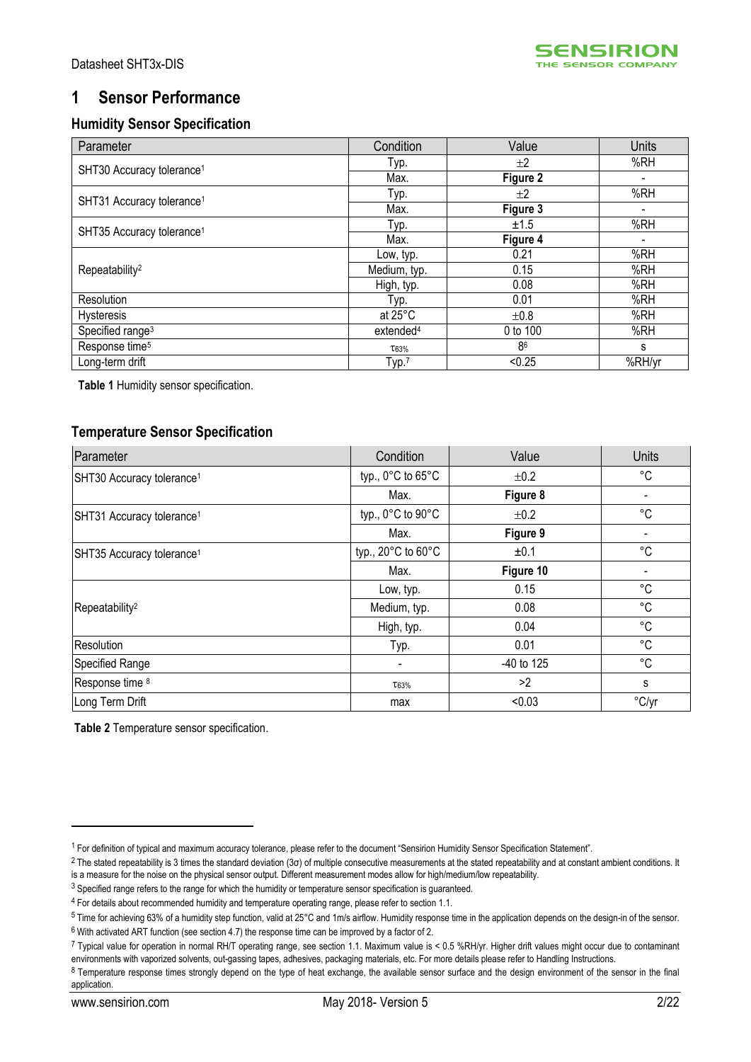# 1 Sensor Performance

## Humidity Sensor Specification

| Parameter | Condition | Value | Units |
|---|---|---|---|
| SHT30 Accuracy tolerance[1] | Typ. | ±2 | %RH |
| | Max. | **Figure 2** | - |
| SHT31 Accuracy tolerance[1] | Typ. | ±2 | %RH |
| | Max. | **Figure 3** | - |
| SHT35 Accuracy tolerance[1] | Typ. | ±1.5 | %RH |
| | Max. | **Figure 4** | - |
| Repeatability[2] | Low, typ. | 0.21 | %RH |
| | Medium, typ. | 0.15 | %RH |
| | High, typ. | 0.08 | %RH |
| Resolution | Typ. | 0.01 | %RH |
| Hysteresis | at 25°C | ±0.8 | %RH |
| Specified range[3] | extended[4] | 0 to 100 | %RH |
| Response time[5] | $\tau_{63\%}$ | 8[6] | s |
| Long-term drift | Typ.[7] | <0.25 | %RH/yr |

**Table 1** Humidity sensor specification.

## Temperature Sensor Specification

| Parameter | Condition | Value | Units |
|---|---|---|---|
| SHT30 Accuracy tolerance[1] | typ., 0°C to 65°C | ±0.2 | °C |
| | Max. | **Figure 8** | - |
| SHT31 Accuracy tolerance[1] | typ., 0°C to 90°C | ±0.2 | °C |
| | Max. | **Figure 9** | - |
| SHT35 Accuracy tolerance[1] | typ., 20°C to 60°C | ±0.1 | °C |
| | Max. | **Figure 10** | - |
| Repeatability[2] | Low, typ. | 0.15 | °C |
| | Medium, typ. | 0.08 | °C |
| | High, typ. | 0.04 | °C |
| Resolution | Typ. | 0.01 | °C |
| Specified Range | - | -40 to 125 | °C |
| Response time [8] | $\tau_{63\%}$ | >2 | s |
| Long Term Drift | max | <0.03 | °C/yr |

**Table 2** Temperature sensor specification.

[1] For definition of typical and maximum accuracy tolerance, please refer to the document "Sensirion Humidity Sensor Specification Statement".

[2] The stated repeatability is 3 times the standard deviation (3σ) of multiple consecutive measurements at the stated repeatability and at constant ambient conditions. It is a measure for the noise on the physical sensor output. Different measurement modes allow for high/medium/low repeatability.

[3] Specified range refers to the range for which the humidity or temperature sensor specification is guaranteed.

[4] For details about recommended humidity and temperature operating range, please refer to section 1.1.

[5] Time for achieving 63% of a humidity step function, valid at 25°C and 1m/s airflow. Humidity response time in the application depends on the design-in of the sensor.

[6] With activated ART function (see section 4.7) the response time can be improved by a factor of 2.

[7] Typical value for operation in normal RH/T operating range, see section 1.1. Maximum value is < 0.5 %RH/yr. Higher drift values might occur due to contaminant environments with vaporized solvents, out-gassing tapes, adhesives, packaging materials, etc. For more details please refer to Handling Instructions.

[8] Temperature response times strongly depend on the type of heat exchange, the available sensor surface and the design environment of the sensor in the final application.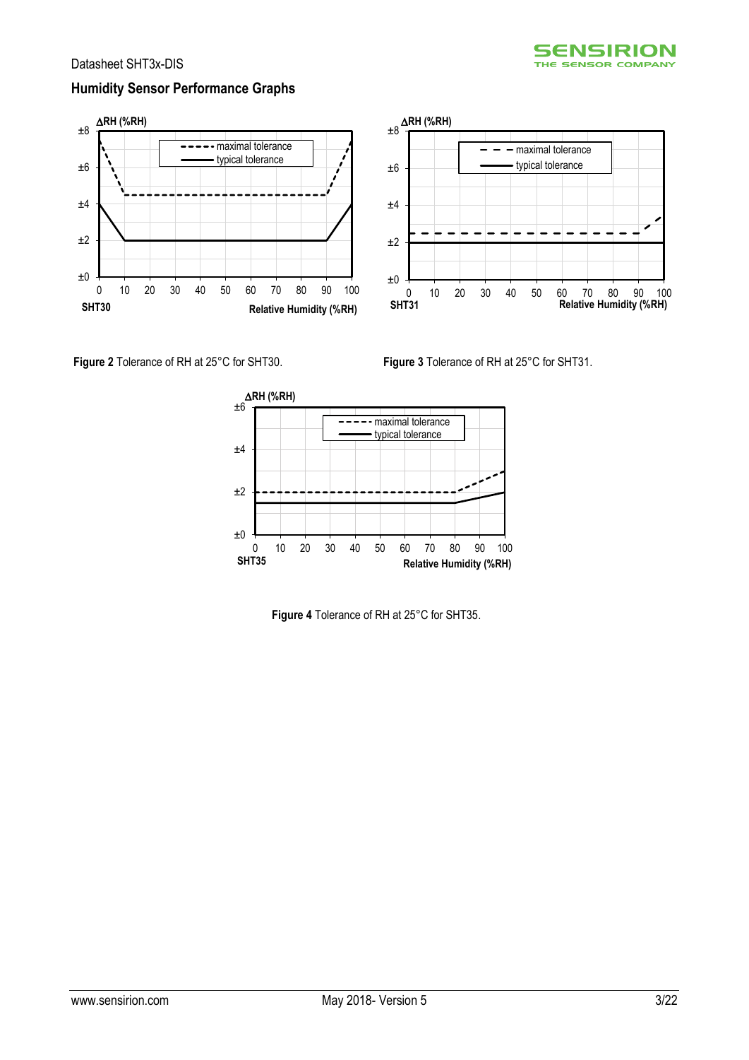## Humidity Sensor Performance Graphs

**Figure 2** Tolerance of RH at 25°C for SHT30.

**Figure 3** Tolerance of RH at 25°C for SHT31.

**Figure 4** Tolerance of RH at 25°C for SHT35.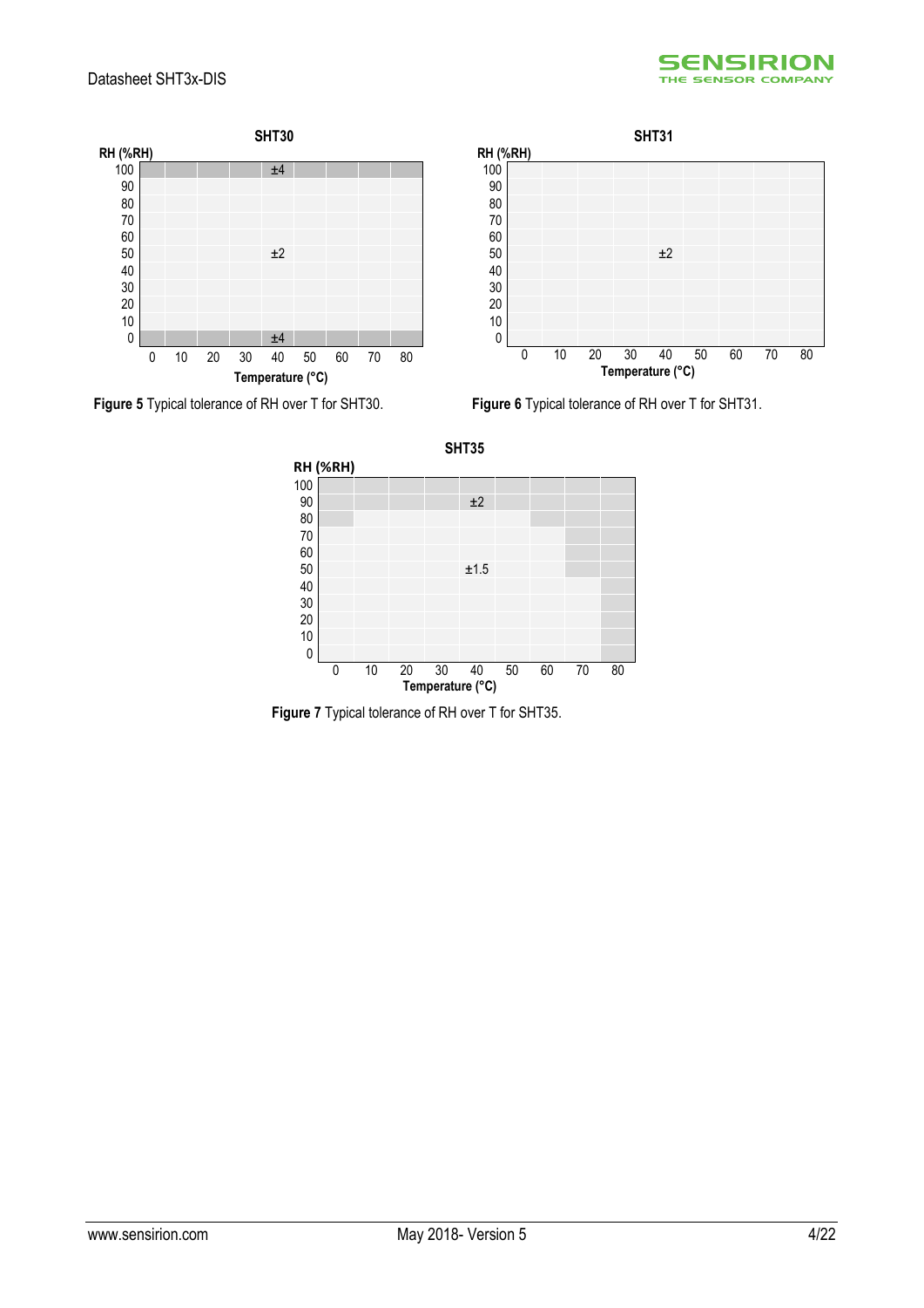**SHT30**

RH (%RH) vs Temperature (°C): ±4 at 100 %RH and 0 %RH; ±2 elsewhere.

**Figure 5** Typical tolerance of RH over T for SHT30.

**SHT31**

RH (%RH) vs Temperature (°C): ±2 over entire range.

**Figure 6** Typical tolerance of RH over T for SHT31.

**SHT35**

RH (%RH) vs Temperature (°C): ±2 in shaded region; ±1.5 in central region.

**Figure 7** Typical tolerance of RH over T for SHT35.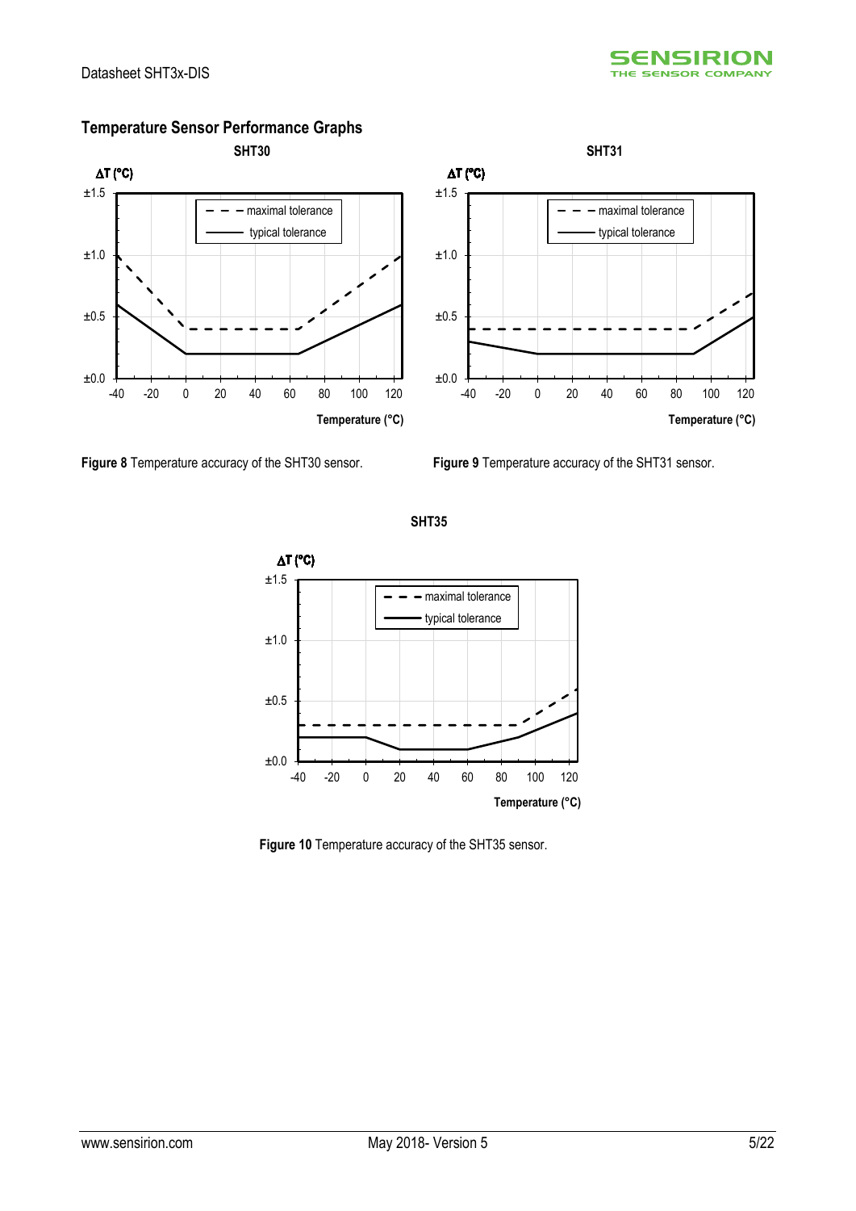## Temperature Sensor Performance Graphs

**SHT30**

**Figure 8** Temperature accuracy of the SHT30 sensor.

**SHT31**

**Figure 9** Temperature accuracy of the SHT31 sensor.

**SHT35**

**Figure 10** Temperature accuracy of the SHT35 sensor.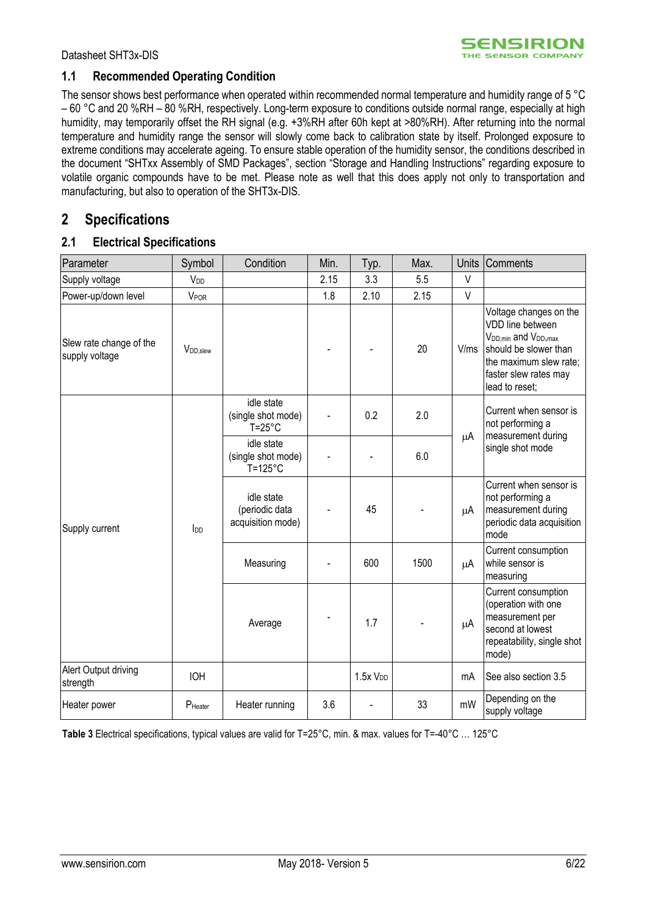### 1.1 Recommended Operating Condition

The sensor shows best performance when operated within recommended normal temperature and humidity range of 5 °C – 60 °C and 20 %RH – 80 %RH, respectively. Long-term exposure to conditions outside normal range, especially at high humidity, may temporarily offset the RH signal (e.g. +3%RH after 60h kept at >80%RH). After returning into the normal temperature and humidity range the sensor will slowly come back to calibration state by itself. Prolonged exposure to extreme conditions may accelerate ageing. To ensure stable operation of the humidity sensor, the conditions described in the document "SHTxx Assembly of SMD Packages", section "Storage and Handling Instructions" regarding exposure to volatile organic compounds have to be met. Please note as well that this does apply not only to transportation and manufacturing, but also to operation of the SHT3x-DIS.

## 2 Specifications

### 2.1 Electrical Specifications

| Parameter | Symbol | Condition | Min. | Typ. | Max. | Units | Comments |
|---|---|---|---|---|---|---|---|
| Supply voltage | $V_{DD}$ | | 2.15 | 3.3 | 5.5 | V | |
| Power-up/down level | $V_{POR}$ | | 1.8 | 2.10 | 2.15 | V | |
| Slew rate change of the supply voltage | $V_{DD,slew}$ | | - | - | 20 | V/ms | Voltage changes on the VDD line between $V_{DD,min}$ and $V_{DD,max}$ should be slower than the maximum slew rate; faster slew rates may lead to reset; |
| Supply current | $I_{DD}$ | idle state (single shot mode) T=25°C | - | 0.2 | 2.0 | μA | Current when sensor is not performing a measurement during single shot mode |
| | | idle state (single shot mode) T=125°C | - | - | 6.0 | μA | |
| | | idle state (periodic data acquisition mode) | - | 45 | - | μA | Current when sensor is not performing a measurement during periodic data acquisition mode |
| | | Measuring | - | 600 | 1500 | μA | Current consumption while sensor is measuring |
| | | Average | - | 1.7 | - | μA | Current consumption (operation with one measurement per second at lowest repeatability, single shot mode) |
| Alert Output driving strength | IOH | | | 1.5x $V_{DD}$ | | mA | See also section 3.5 |
| Heater power | $P_{Heater}$ | Heater running | 3.6 | - | 33 | mW | Depending on the supply voltage |

**Table 3** Electrical specifications, typical values are valid for T=25°C, min. & max. values for T=-40°C … 125°C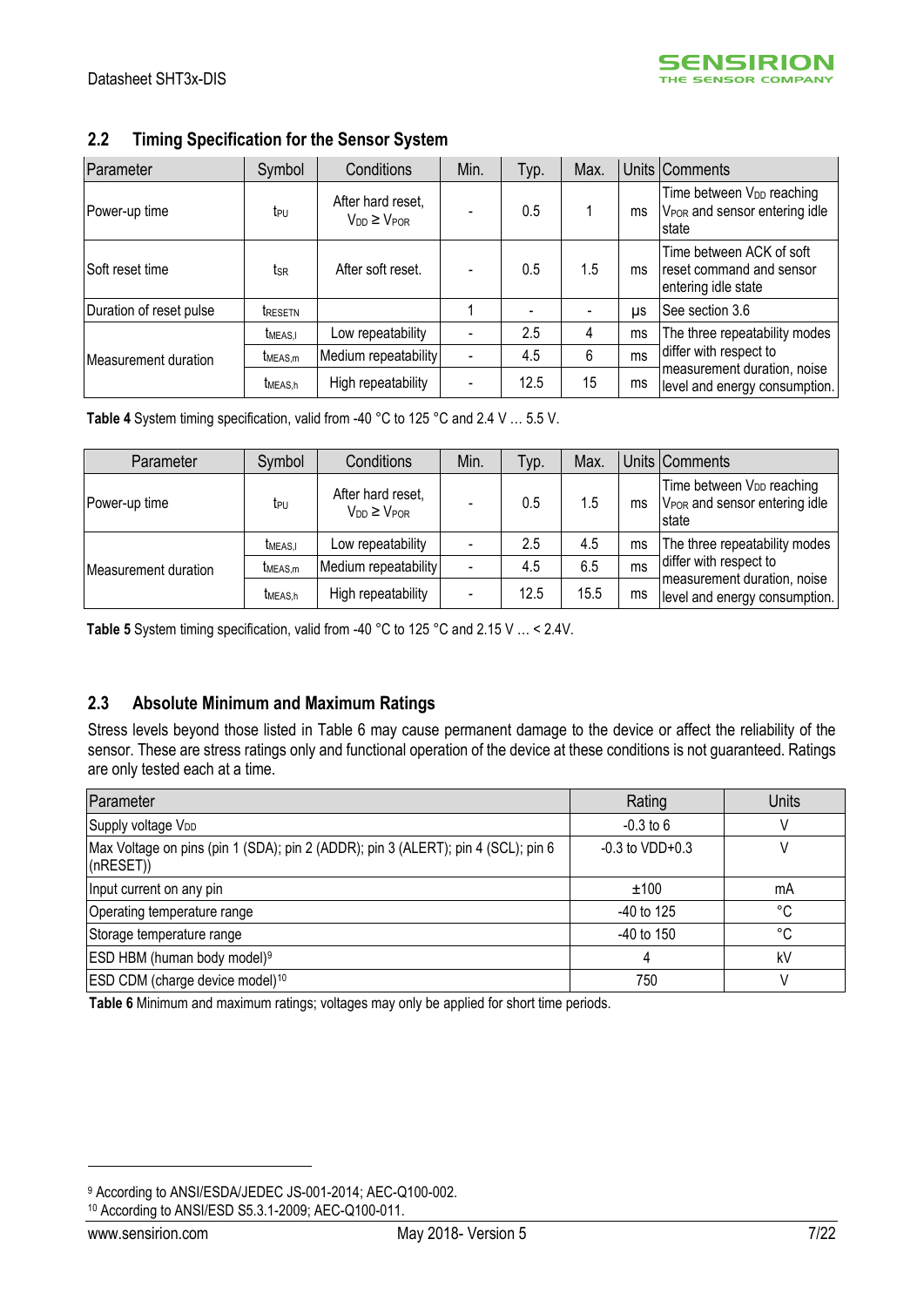## 2.2 Timing Specification for the Sensor System

| Parameter | Symbol | Conditions | Min. | Typ. | Max. | Units | Comments |
|---|---|---|---|---|---|---|---|
| Power-up time | $t_{PU}$ | After hard reset, $V_{DD} \geq V_{POR}$ | - | 0.5 | 1 | ms | Time between $V_{DD}$ reaching $V_{POR}$ and sensor entering idle state |
| Soft reset time | $t_{SR}$ | After soft reset. | - | 0.5 | 1.5 | ms | Time between ACK of soft reset command and sensor entering idle state |
| Duration of reset pulse | $t_{RESETN}$ | | 1 | - | - | µs | See section 3.6 |
| Measurement duration | $t_{MEAS,l}$ | Low repeatability | - | 2.5 | 4 | ms | The three repeatability modes differ with respect to measurement duration, noise level and energy consumption. |
| | $t_{MEAS,m}$ | Medium repeatability | - | 4.5 | 6 | ms | |
| | $t_{MEAS,h}$ | High repeatability | - | 12.5 | 15 | ms | |

**Table 4** System timing specification, valid from -40 °C to 125 °C and 2.4 V … 5.5 V.

| Parameter | Symbol | Conditions | Min. | Typ. | Max. | Units | Comments |
|---|---|---|---|---|---|---|---|
| Power-up time | $t_{PU}$ | After hard reset, $V_{DD} \geq V_{POR}$ | - | 0.5 | 1.5 | ms | Time between $V_{DD}$ reaching $V_{POR}$ and sensor entering idle state |
| Measurement duration | $t_{MEAS,l}$ | Low repeatability | - | 2.5 | 4.5 | ms | The three repeatability modes differ with respect to measurement duration, noise level and energy consumption. |
| | $t_{MEAS,m}$ | Medium repeatability | - | 4.5 | 6.5 | ms | |
| | $t_{MEAS,h}$ | High repeatability | - | 12.5 | 15.5 | ms | |

**Table 5** System timing specification, valid from -40 °C to 125 °C and 2.15 V … < 2.4V.

## 2.3 Absolute Minimum and Maximum Ratings

Stress levels beyond those listed in Table 6 may cause permanent damage to the device or affect the reliability of the sensor. These are stress ratings only and functional operation of the device at these conditions is not guaranteed. Ratings are only tested each at a time.

| Parameter | Rating | Units |
|---|---|---|
| Supply voltage $V_{DD}$ | -0.3 to 6 | V |
| Max Voltage on pins (pin 1 (SDA); pin 2 (ADDR); pin 3 (ALERT); pin 4 (SCL); pin 6 (nRESET)) | -0.3 to VDD+0.3 | V |
| Input current on any pin | ±100 | mA |
| Operating temperature range | -40 to 125 | °C |
| Storage temperature range | -40 to 150 | °C |
| ESD HBM (human body model)[9] | 4 | kV |
| ESD CDM (charge device model)[10] | 750 | V |

**Table 6** Minimum and maximum ratings; voltages may only be applied for short time periods.

[9] According to ANSI/ESDA/JEDEC JS-001-2014; AEC-Q100-002.

[10] According to ANSI/ESD S5.3.1-2009; AEC-Q100-011.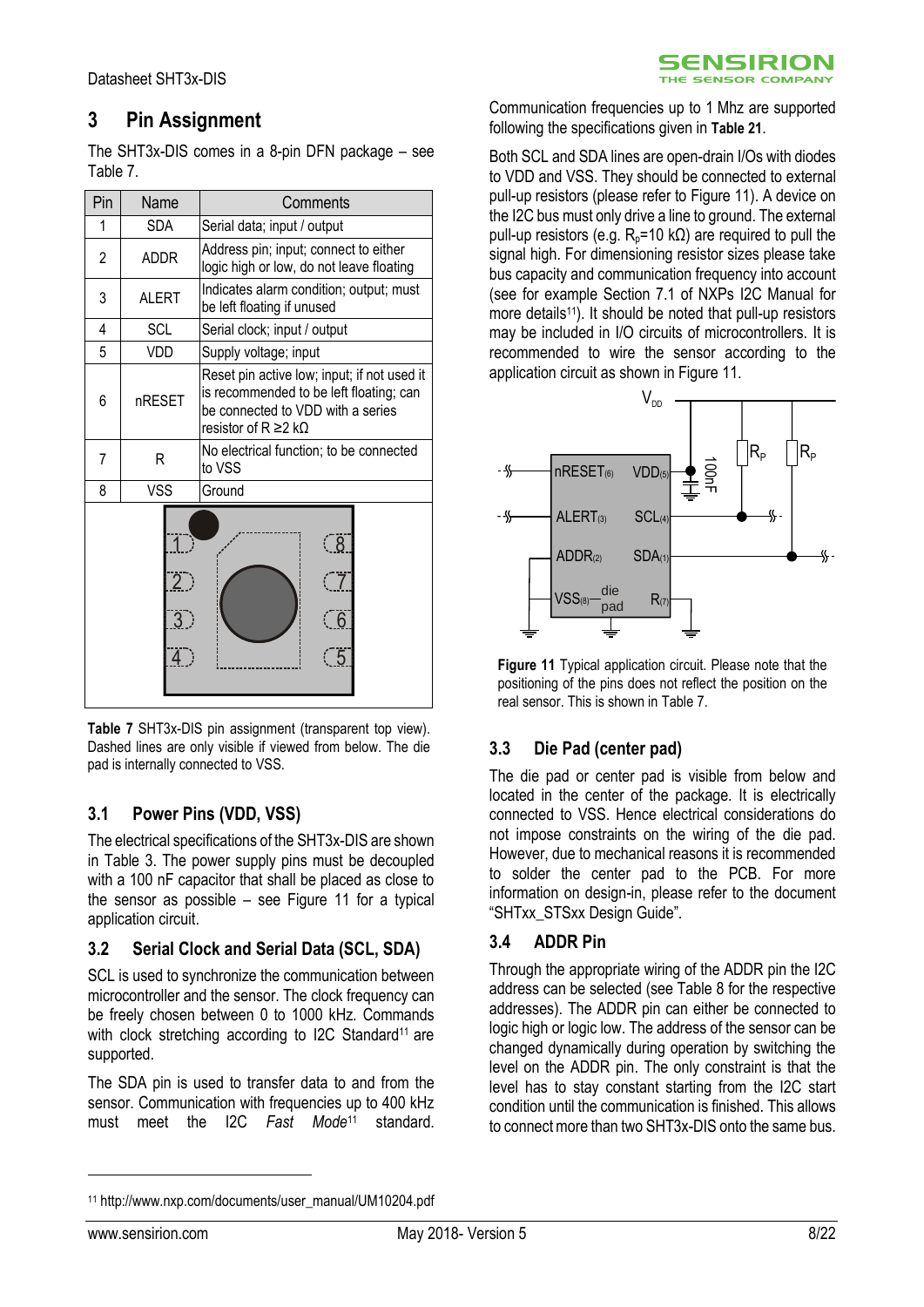# 3 Pin Assignment

The SHT3x-DIS comes in a 8-pin DFN package – see Table 7.

| Pin | Name | Comments |
|---|---|---|
| 1 | SDA | Serial data; input / output |
| 2 | ADDR | Address pin; input; connect to either logic high or low, do not leave floating |
| 3 | ALERT | Indicates alarm condition; output; must be left floating if unused |
| 4 | SCL | Serial clock; input / output |
| 5 | VDD | Supply voltage; input |
| 6 | nRESET | Reset pin active low; input; if not used it is recommended to be left floating; can be connected to VDD with a series resistor of R ≥2 kΩ |
| 7 | R | No electrical function; to be connected to VSS |
| 8 | VSS | Ground |

**Table 7** SHT3x-DIS pin assignment (transparent top view). Dashed lines are only visible if viewed from below. The die pad is internally connected to VSS.

## 3.1 Power Pins (VDD, VSS)

The electrical specifications of the SHT3x-DIS are shown in Table 3. The power supply pins must be decoupled with a 100 nF capacitor that shall be placed as close to the sensor as possible – see Figure 11 for a typical application circuit.

## 3.2 Serial Clock and Serial Data (SCL, SDA)

SCL is used to synchronize the communication between microcontroller and the sensor. The clock frequency can be freely chosen between 0 to 1000 kHz. Commands with clock stretching according to I2C Standard[11] are supported.

The SDA pin is used to transfer data to and from the sensor. Communication with frequencies up to 400 kHz must meet the I2C *Fast Mode*[11] standard. Communication frequencies up to 1 Mhz are supported following the specifications given in **Table 21**.

Both SCL and SDA lines are open-drain I/Os with diodes to VDD and VSS. They should be connected to external pull-up resistors (please refer to Figure 11). A device on the I2C bus must only drive a line to ground. The external pull-up resistors (e.g. $R_p$=10 kΩ) are required to pull the signal high. For dimensioning resistor sizes please take bus capacity and communication frequency into account (see for example Section 7.1 of NXPs I2C Manual for more details[11]). It should be noted that pull-up resistors may be included in I/O circuits of microcontrollers. It is recommended to wire the sensor according to the application circuit as shown in Figure 11.

**Figure 11** Typical application circuit. Please note that the positioning of the pins does not reflect the position on the real sensor. This is shown in Table 7.

## 3.3 Die Pad (center pad)

The die pad or center pad is visible from below and located in the center of the package. It is electrically connected to VSS. Hence electrical considerations do not impose constraints on the wiring of the die pad. However, due to mechanical reasons it is recommended to solder the center pad to the PCB. For more information on design-in, please refer to the document "SHTxx_STSxx Design Guide".

## 3.4 ADDR Pin

Through the appropriate wiring of the ADDR pin the I2C address can be selected (see Table 8 for the respective addresses). The ADDR pin can either be connected to logic high or logic low. The address of the sensor can be changed dynamically during operation by switching the level on the ADDR pin. The only constraint is that the level has to stay constant starting from the I2C start condition until the communication is finished. This allows to connect more than two SHT3x-DIS onto the same bus.

[11] http://www.nxp.com/documents/user_manual/UM10204.pdf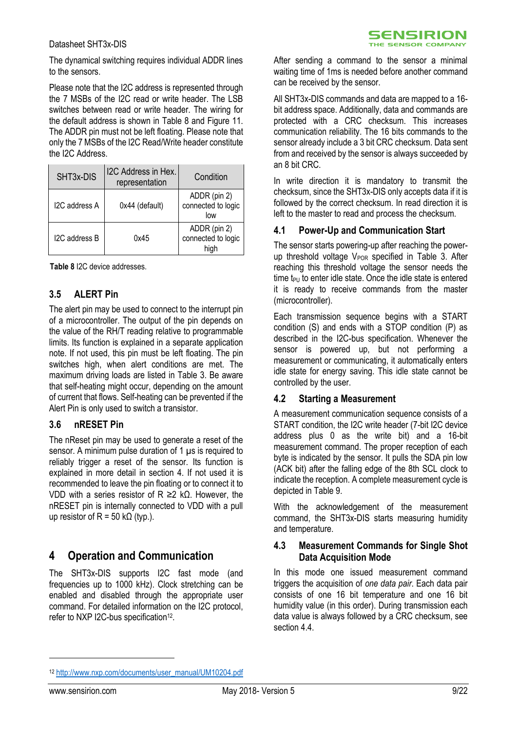The dynamical switching requires individual ADDR lines to the sensors.

Please note that the I2C address is represented through the 7 MSBs of the I2C read or write header. The LSB switches between read or write header. The wiring for the default address is shown in Table 8 and Figure 11. The ADDR pin must not be left floating. Please note that only the 7 MSBs of the I2C Read/Write header constitute the I2C Address.

| SHT3x-DIS | I2C Address in Hex. representation | Condition |
|---|---|---|
| I2C address A | 0x44 (default) | ADDR (pin 2) connected to logic low |
| I2C address B | 0x45 | ADDR (pin 2) connected to logic high |

**Table 8** I2C device addresses.

### 3.5 ALERT Pin

The alert pin may be used to connect to the interrupt pin of a microcontroller. The output of the pin depends on the value of the RH/T reading relative to programmable limits. Its function is explained in a separate application note. If not used, this pin must be left floating. The pin switches high, when alert conditions are met. The maximum driving loads are listed in Table 3. Be aware that self-heating might occur, depending on the amount of current that flows. Self-heating can be prevented if the Alert Pin is only used to switch a transistor.

### 3.6 nRESET Pin

The nReset pin may be used to generate a reset of the sensor. A minimum pulse duration of 1 µs is required to reliably trigger a reset of the sensor. Its function is explained in more detail in section 4. If not used it is recommended to leave the pin floating or to connect it to VDD with a series resistor of R ≥2 kΩ. However, the nRESET pin is internally connected to VDD with a pull up resistor of R = 50 kΩ (typ.).

## 4 Operation and Communication

The SHT3x-DIS supports I2C fast mode (and frequencies up to 1000 kHz). Clock stretching can be enabled and disabled through the appropriate user command. For detailed information on the I2C protocol, refer to NXP I2C-bus specification[12].

After sending a command to the sensor a minimal waiting time of 1ms is needed before another command can be received by the sensor.

All SHT3x-DIS commands and data are mapped to a 16-bit address space. Additionally, data and commands are protected with a CRC checksum. This increases communication reliability. The 16 bits commands to the sensor already include a 3 bit CRC checksum. Data sent from and received by the sensor is always succeeded by an 8 bit CRC.

In write direction it is mandatory to transmit the checksum, since the SHT3x-DIS only accepts data if it is followed by the correct checksum. In read direction it is left to the master to read and process the checksum.

### 4.1 Power-Up and Communication Start

The sensor starts powering-up after reaching the power-up threshold voltage $V_{POR}$ specified in Table 3. After reaching this threshold voltage the sensor needs the time $t_{PU}$ to enter idle state. Once the idle state is entered it is ready to receive commands from the master (microcontroller).

Each transmission sequence begins with a START condition (S) and ends with a STOP condition (P) as described in the I2C-bus specification. Whenever the sensor is powered up, but not performing a measurement or communicating, it automatically enters idle state for energy saving. This idle state cannot be controlled by the user.

### 4.2 Starting a Measurement

A measurement communication sequence consists of a START condition, the I2C write header (7-bit I2C device address plus 0 as the write bit) and a 16-bit measurement command. The proper reception of each byte is indicated by the sensor. It pulls the SDA pin low (ACK bit) after the falling edge of the 8th SCL clock to indicate the reception. A complete measurement cycle is depicted in Table 9.

With the acknowledgement of the measurement command, the SHT3x-DIS starts measuring humidity and temperature.

### 4.3 Measurement Commands for Single Shot Data Acquisition Mode

In this mode one issued measurement command triggers the acquisition of *one data pair*. Each data pair consists of one 16 bit temperature and one 16 bit humidity value (in this order). During transmission each data value is always followed by a CRC checksum, see section 4.4.

[12] http://www.nxp.com/documents/user_manual/UM10204.pdf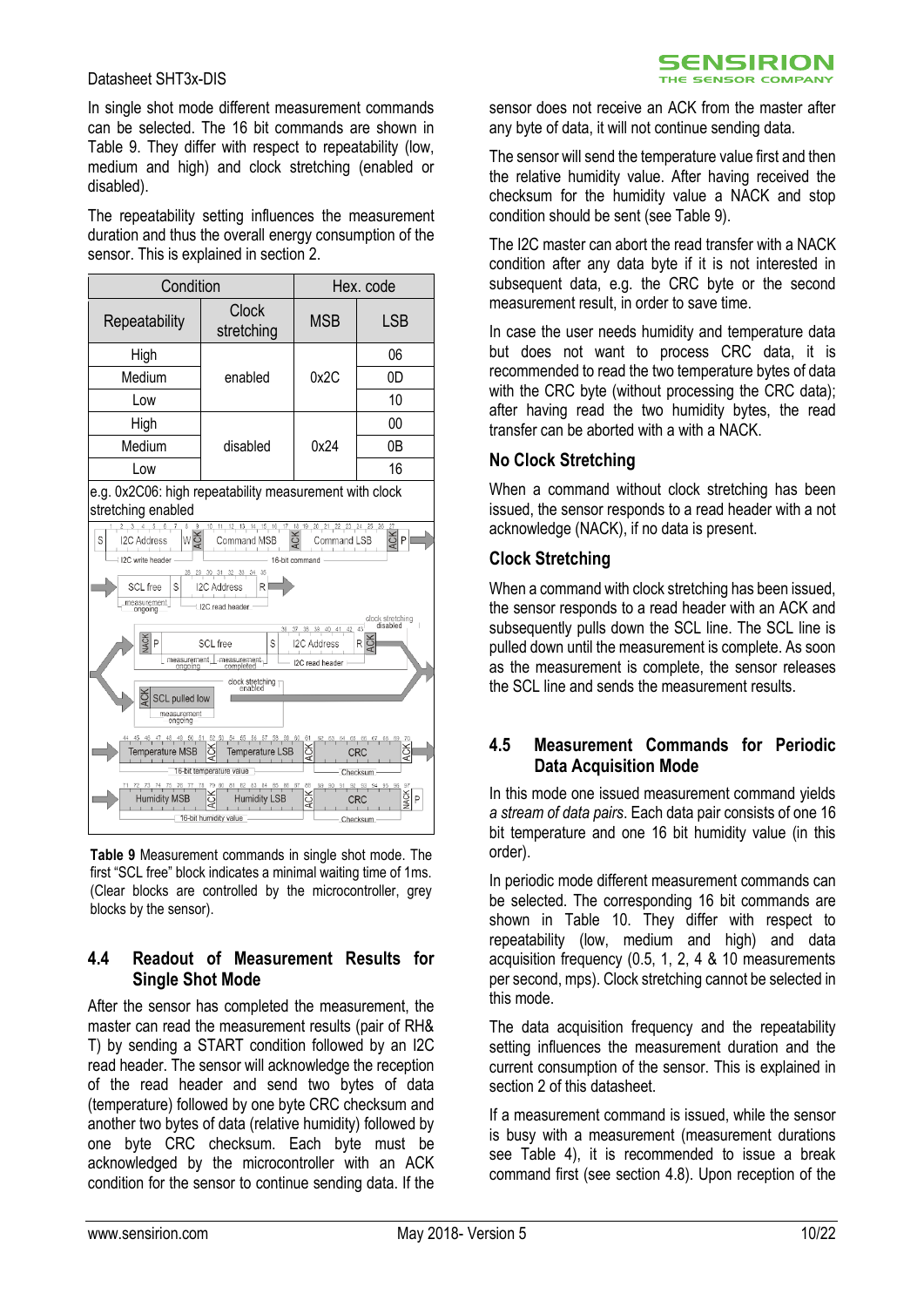In single shot mode different measurement commands can be selected. The 16 bit commands are shown in Table 9. They differ with respect to repeatability (low, medium and high) and clock stretching (enabled or disabled).

The repeatability setting influences the measurement duration and thus the overall energy consumption of the sensor. This is explained in section 2.

| Condition | | Hex. code | |
|---|---|---|---|
| Repeatability | Clock stretching | MSB | LSB |
| High | enabled | 0x2C | 06 |
| Medium | | | 0D |
| Low | | | 10 |
| High | disabled | 0x24 | 00 |
| Medium | | | 0B |
| Low | | | 16 |

e.g. 0x2C06: high repeatability measurement with clock stretching enabled

**Table 9** Measurement commands in single shot mode. The first "SCL free" block indicates a minimal waiting time of 1ms. (Clear blocks are controlled by the microcontroller, grey blocks by the sensor).

## 4.4 Readout of Measurement Results for Single Shot Mode

After the sensor has completed the measurement, the master can read the measurement results (pair of RH& T) by sending a START condition followed by an I2C read header. The sensor will acknowledge the reception of the read header and send two bytes of data (temperature) followed by one byte CRC checksum and another two bytes of data (relative humidity) followed by one byte CRC checksum. Each byte must be acknowledged by the microcontroller with an ACK condition for the sensor to continue sending data. If the sensor does not receive an ACK from the master after any byte of data, it will not continue sending data.

The sensor will send the temperature value first and then the relative humidity value. After having received the checksum for the humidity value a NACK and stop condition should be sent (see Table 9).

The I2C master can abort the read transfer with a NACK condition after any data byte if it is not interested in subsequent data, e.g. the CRC byte or the second measurement result, in order to save time.

In case the user needs humidity and temperature data but does not want to process CRC data, it is recommended to read the two temperature bytes of data with the CRC byte (without processing the CRC data); after having read the two humidity bytes, the read transfer can be aborted with a with a NACK.

### No Clock Stretching

When a command without clock stretching has been issued, the sensor responds to a read header with a not acknowledge (NACK), if no data is present.

### Clock Stretching

When a command with clock stretching has been issued, the sensor responds to a read header with an ACK and subsequently pulls down the SCL line. The SCL line is pulled down until the measurement is complete. As soon as the measurement is complete, the sensor releases the SCL line and sends the measurement results.

## 4.5 Measurement Commands for Periodic Data Acquisition Mode

In this mode one issued measurement command yields *a stream of data pairs*. Each data pair consists of one 16 bit temperature and one 16 bit humidity value (in this order).

In periodic mode different measurement commands can be selected. The corresponding 16 bit commands are shown in Table 10. They differ with respect to repeatability (low, medium and high) and data acquisition frequency (0.5, 1, 2, 4 & 10 measurements per second, mps). Clock stretching cannot be selected in this mode.

The data acquisition frequency and the repeatability setting influences the measurement duration and the current consumption of the sensor. This is explained in section 2 of this datasheet.

If a measurement command is issued, while the sensor is busy with a measurement (measurement durations see Table 4), it is recommended to issue a break command first (see section 4.8). Upon reception of the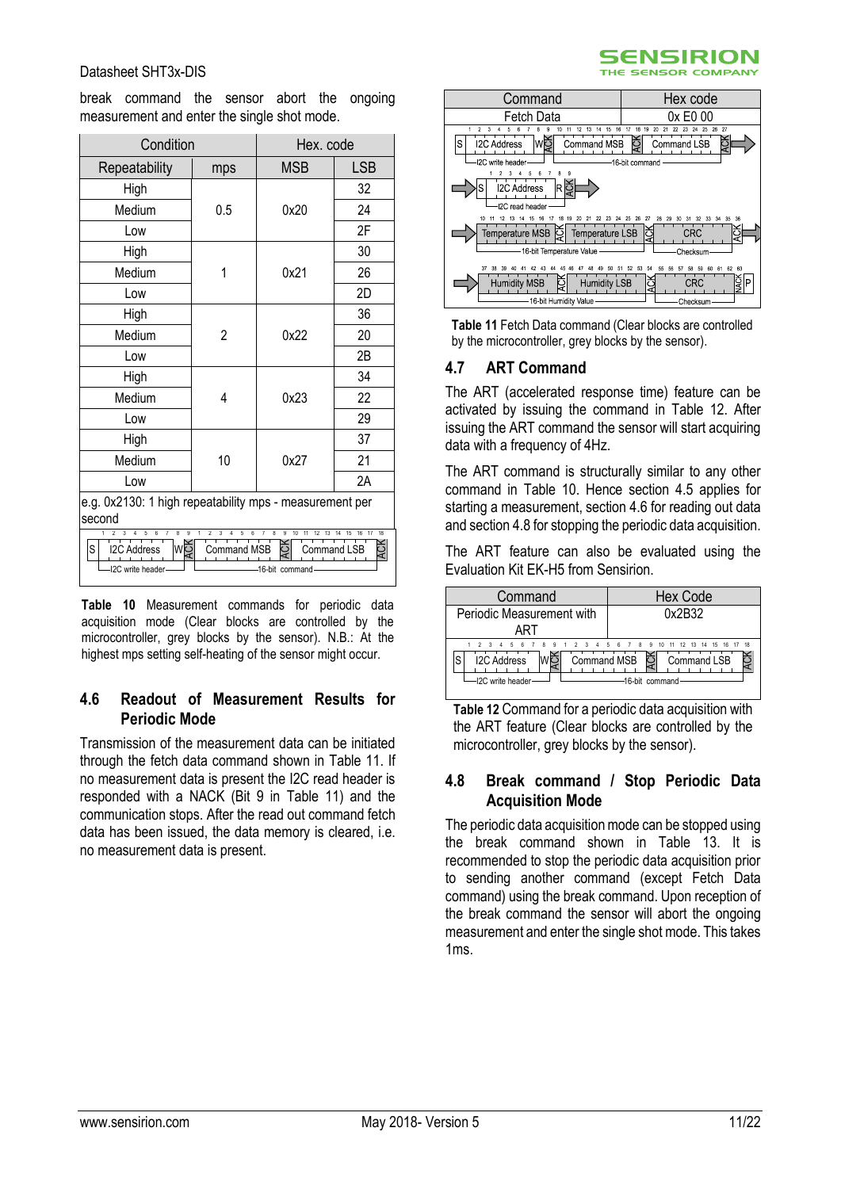break command the sensor abort the ongoing measurement and enter the single shot mode.

| Condition | | Hex. code | |
|---|---|---|---|
| Repeatability | mps | MSB | LSB |
| High | 0.5 | 0x20 | 32 |
| Medium | | | 24 |
| Low | | | 2F |
| High | 1 | 0x21 | 30 |
| Medium | | | 26 |
| Low | | | 2D |
| High | 2 | 0x22 | 36 |
| Medium | | | 20 |
| Low | | | 2B |
| High | 4 | 0x23 | 34 |
| Medium | | | 22 |
| Low | | | 29 |
| High | 10 | 0x27 | 37 |
| Medium | | | 21 |
| Low | | | 2A |

e.g. 0x2130: 1 high repeatability mps - measurement per second

S | I2C Address | W | ACK | Command MSB | ACK | Command LSB | ACK (I2C write header, 16-bit command)

**Table 10** Measurement commands for periodic data acquisition mode (Clear blocks are controlled by the microcontroller, grey blocks by the sensor). N.B.: At the highest mps setting self-heating of the sensor might occur.

## 4.6 Readout of Measurement Results for Periodic Mode

Transmission of the measurement data can be initiated through the fetch data command shown in Table 11. If no measurement data is present the I2C read header is responded with a NACK (Bit 9 in Table 11) and the communication stops. After the read out command fetch data has been issued, the data memory is cleared, i.e. no measurement data is present.

| Command | Hex code |
|---|---|
| Fetch Data | 0x E0 00 |

S | I2C Address | W | ACK | Command MSB | ACK | Command LSB | ACK (I2C write header, 16-bit command)

S | I2C Address | R | ACK (I2C read header)

Temperature MSB | ACK | Temperature LSB | ACK | CRC | ACK (16-bit Temperature Value, Checksum)

Humidity MSB | ACK | Humidity LSB | ACK | CRC | NACK | P (16-bit Humidity Value, Checksum)

**Table 11** Fetch Data command (Clear blocks are controlled by the microcontroller, grey blocks by the sensor).

## 4.7 ART Command

The ART (accelerated response time) feature can be activated by issuing the command in Table 12. After issuing the ART command the sensor will start acquiring data with a frequency of 4Hz.

The ART command is structurally similar to any other command in Table 10. Hence section 4.5 applies for starting a measurement, section 4.6 for reading out data and section 4.8 for stopping the periodic data acquisition.

The ART feature can also be evaluated using the Evaluation Kit EK-H5 from Sensirion.

| Command | Hex Code |
|---|---|
| Periodic Measurement with ART | 0x2B32 |

S | I2C Address | W | ACK | Command MSB | ACK | Command LSB | ACK (I2C write header, 16-bit command)

**Table 12** Command for a periodic data acquisition with the ART feature (Clear blocks are controlled by the microcontroller, grey blocks by the sensor).

## 4.8 Break command / Stop Periodic Data Acquisition Mode

The periodic data acquisition mode can be stopped using the break command shown in Table 13. It is recommended to stop the periodic data acquisition prior to sending another command (except Fetch Data command) using the break command. Upon reception of the break command the sensor will abort the ongoing measurement and enter the single shot mode. This takes 1ms.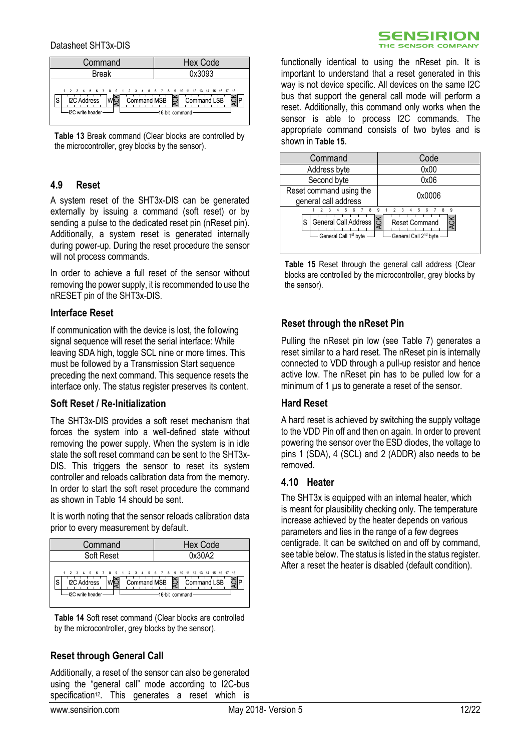| Command | Hex Code |
|---|---|
| Break | 0x3093 |

Table 13 Break command (Clear blocks are controlled by the microcontroller, grey blocks by the sensor).

## 4.9 Reset

A system reset of the SHT3x-DIS can be generated externally by issuing a command (soft reset) or by sending a pulse to the dedicated reset pin (nReset pin). Additionally, a system reset is generated internally during power-up. During the reset procedure the sensor will not process commands.

In order to achieve a full reset of the sensor without removing the power supply, it is recommended to use the nRESET pin of the SHT3x-DIS.

### Interface Reset

If communication with the device is lost, the following signal sequence will reset the serial interface: While leaving SDA high, toggle SCL nine or more times. This must be followed by a Transmission Start sequence preceding the next command. This sequence resets the interface only. The status register preserves its content.

### Soft Reset / Re-Initialization

The SHT3x-DIS provides a soft reset mechanism that forces the system into a well-defined state without removing the power supply. When the system is in idle state the soft reset command can be sent to the SHT3x-DIS. This triggers the sensor to reset its system controller and reloads calibration data from the memory. In order to start the soft reset procedure the command as shown in Table 14 should be sent.

It is worth noting that the sensor reloads calibration data prior to every measurement by default.

| Command | Hex Code |
|---|---|
| Soft Reset | 0x30A2 |

Table 14 Soft reset command (Clear blocks are controlled by the microcontroller, grey blocks by the sensor).

### Reset through General Call

Additionally, a reset of the sensor can also be generated using the "general call" mode according to I2C-bus specification[12]. This generates a reset which is functionally identical to using the nReset pin. It is important to understand that a reset generated in this way is not device specific. All devices on the same I2C bus that support the general call mode will perform a reset. Additionally, this command only works when the sensor is able to process I2C commands. The appropriate command consists of two bytes and is shown in **Table 15**.

| Command | Code |
|---|---|
| Address byte | 0x00 |
| Second byte | 0x06 |
| Reset command using the general call address | 0x0006 |

**Table 15** Reset through the general call address (Clear blocks are controlled by the microcontroller, grey blocks by the sensor).

### Reset through the nReset Pin

Pulling the nReset pin low (see Table 7) generates a reset similar to a hard reset. The nReset pin is internally connected to VDD through a pull-up resistor and hence active low. The nReset pin has to be pulled low for a minimum of 1 µs to generate a reset of the sensor.

### Hard Reset

A hard reset is achieved by switching the supply voltage to the VDD Pin off and then on again. In order to prevent powering the sensor over the ESD diodes, the voltage to pins 1 (SDA), 4 (SCL) and 2 (ADDR) also needs to be removed.

## 4.10 Heater

The SHT3x is equipped with an internal heater, which is meant for plausibility checking only. The temperature increase achieved by the heater depends on various parameters and lies in the range of a few degrees centigrade. It can be switched on and off by command, see table below. The status is listed in the status register. After a reset the heater is disabled (default condition).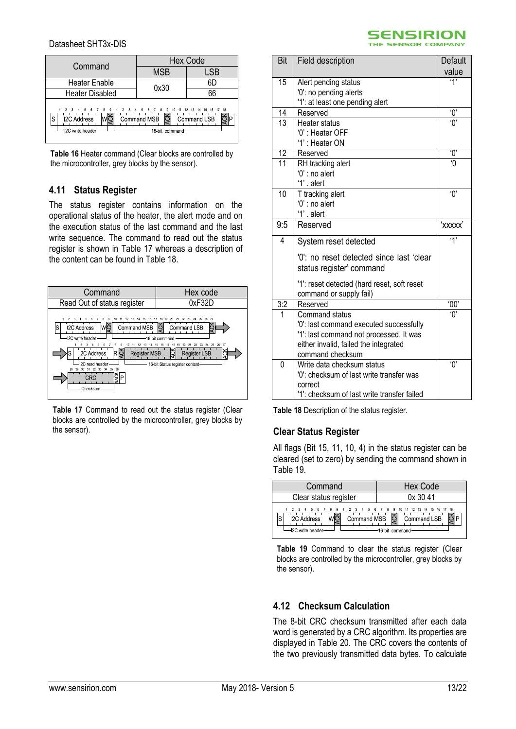| Command | Hex Code | |
|---|---|---|
| | MSB | LSB |
| Heater Enable | 0x30 | 6D |
| Heater Disabled | | 66 |

**Table 16** Heater command (Clear blocks are controlled by the microcontroller, grey blocks by the sensor).

## 4.11 Status Register

The status register contains information on the operational status of the heater, the alert mode and on the execution status of the last command and the last write sequence. The command to read out the status register is shown in Table 17 whereas a description of the content can be found in Table 18.

| Command | Hex code |
|---|---|
| Read Out of status register | 0xF32D |

**Table 17** Command to read out the status register (Clear blocks are controlled by the microcontroller, grey blocks by the sensor).

| Bit | Field description | Default value |
|---|---|---|
| 15 | Alert pending status<br>'0': no pending alerts<br>'1': at least one pending alert | '1' |
| 14 | Reserved | '0' |
| 13 | Heater status<br>'0' : Heater OFF<br>'1' : Heater ON | '0' |
| 12 | Reserved | '0' |
| 11 | RH tracking alert<br>'0' : no alert<br>'1' . alert | '0 |
| 10 | T tracking alert<br>'0' : no alert<br>'1' . alert | '0' |
| 9:5 | Reserved | 'xxxxx' |
| 4 | System reset detected<br>'0': no reset detected since last 'clear status register' command<br>'1': reset detected (hard reset, soft reset command or supply fail) | '1' |
| 3:2 | Reserved | '00' |
| 1 | Command status<br>'0': last command executed successfully<br>'1': last command not processed. It was either invalid, failed the integrated command checksum | '0' |
| 0 | Write data checksum status<br>'0': checksum of last write transfer was correct<br>'1': checksum of last write transfer failed | '0' |

**Table 18** Description of the status register.

### Clear Status Register

All flags (Bit 15, 11, 10, 4) in the status register can be cleared (set to zero) by sending the command shown in Table 19.

| Command | Hex Code |
|---|---|
| Clear status register | 0x 30 41 |

**Table 19** Command to clear the status register (Clear blocks are controlled by the microcontroller, grey blocks by the sensor).

## 4.12 Checksum Calculation

The 8-bit CRC checksum transmitted after each data word is generated by a CRC algorithm. Its properties are displayed in Table 20. The CRC covers the contents of the two previously transmitted data bytes. To calculate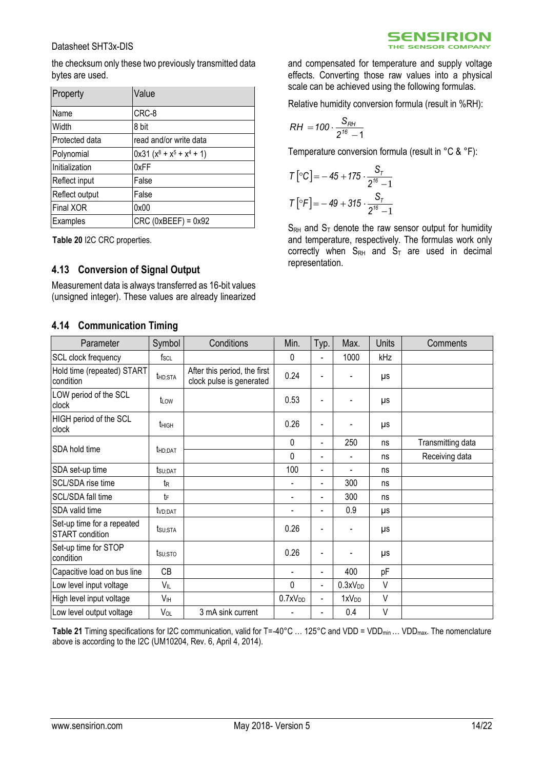the checksum only these two previously transmitted data bytes are used.

| Property | Value |
|---|---|
| Name | CRC-8 |
| Width | 8 bit |
| Protected data | read and/or write data |
| Polynomial | 0x31 ($x^8 + x^5 + x^4 + 1$) |
| Initialization | 0xFF |
| Reflect input | False |
| Reflect output | False |
| Final XOR | 0x00 |
| Examples | CRC (0xBEEF) = 0x92 |

**Table 20** I2C CRC properties.

## 4.13 Conversion of Signal Output

Measurement data is always transferred as 16-bit values (unsigned integer). These values are already linearized and compensated for temperature and supply voltage effects. Converting those raw values into a physical scale can be achieved using the following formulas.

Relative humidity conversion formula (result in %RH):

$$RH = 100 \cdot \frac{S_{RH}}{2^{16} - 1}$$

Temperature conversion formula (result in °C & °F):

$$T\left[°C\right] = -45 + 175 \cdot \frac{S_T}{2^{16} - 1}$$

$$T\left[°F\right] = -49 + 315 \cdot \frac{S_T}{2^{16} - 1}$$

$S_{RH}$ and $S_T$ denote the raw sensor output for humidity and temperature, respectively. The formulas work only correctly when $S_{RH}$ and $S_T$ are used in decimal representation.

## 4.14 Communication Timing

| Parameter | Symbol | Conditions | Min. | Typ. | Max. | Units | Comments |
|---|---|---|---|---|---|---|---|
| SCL clock frequency | $f_{SCL}$ | | 0 | - | 1000 | kHz | |
| Hold time (repeated) START condition | $t_{HD;STA}$ | After this period, the first clock pulse is generated | 0.24 | - | - | µs | |
| LOW period of the SCL clock | $t_{LOW}$ | | 0.53 | - | - | µs | |
| HIGH period of the SCL clock | $t_{HIGH}$ | | 0.26 | - | - | µs | |
| SDA hold time | $t_{HD;DAT}$ | | 0 | - | 250 | ns | Transmitting data |
| | | | 0 | - | - | ns | Receiving data |
| SDA set-up time | $t_{SU;DAT}$ | | 100 | - | - | ns | |
| SCL/SDA rise time | $t_R$ | | - | - | 300 | ns | |
| SCL/SDA fall time | $t_F$ | | - | - | 300 | ns | |
| SDA valid time | $t_{VD;DAT}$ | | - | - | 0.9 | µs | |
| Set-up time for a repeated START condition | $t_{SU;STA}$ | | 0.26 | - | - | µs | |
| Set-up time for STOP condition | $t_{SU;STO}$ | | 0.26 | - | - | µs | |
| Capacitive load on bus line | CB | | - | - | 400 | pF | |
| Low level input voltage | $V_{IL}$ | | 0 | - | $0.3xV_{DD}$ | V | |
| High level input voltage | $V_{IH}$ | | $0.7xV_{DD}$ | - | $1xV_{DD}$ | V | |
| Low level output voltage | $V_{OL}$ | 3 mA sink current | - | - | 0.4 | V | |

**Table 21** Timing specifications for I2C communication, valid for T=-40°C … 125°C and VDD = $VDD_{min}$ … $VDD_{max}$. The nomenclature above is according to the I2C (UM10204, Rev. 6, April 4, 2014).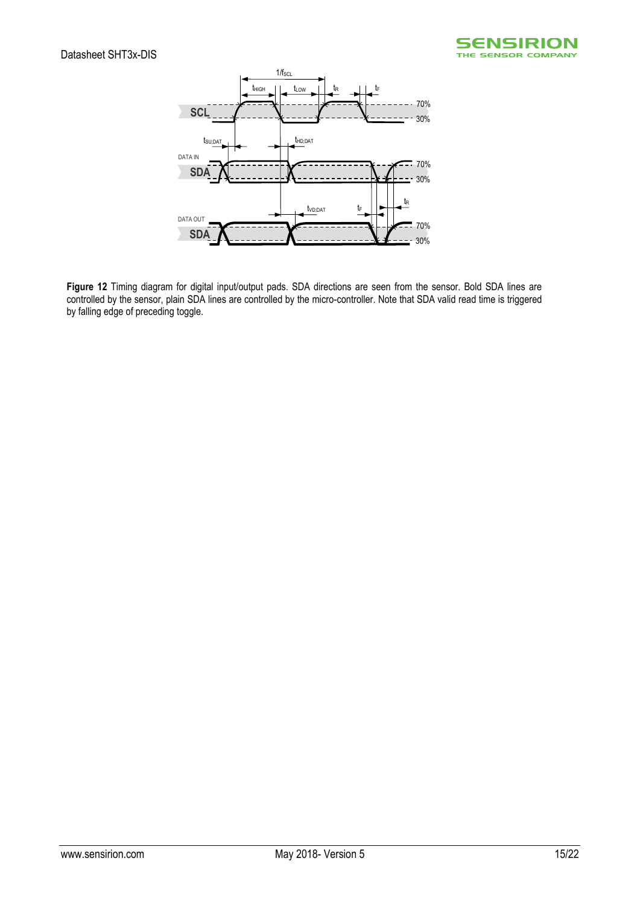**Figure 12** Timing diagram for digital input/output pads. SDA directions are seen from the sensor. Bold SDA lines are controlled by the sensor, plain SDA lines are controlled by the micro-controller. Note that SDA valid read time is triggered by falling edge of preceding toggle.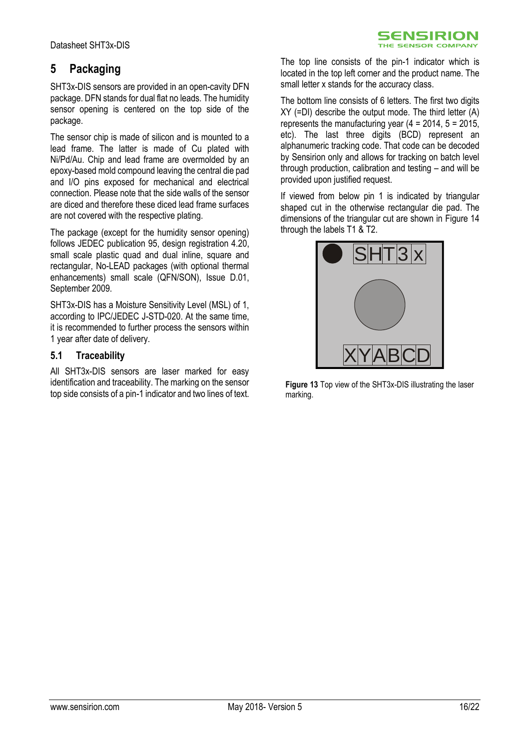# 5 Packaging

SHT3x-DIS sensors are provided in an open-cavity DFN package. DFN stands for dual flat no leads. The humidity sensor opening is centered on the top side of the package.

The sensor chip is made of silicon and is mounted to a lead frame. The latter is made of Cu plated with Ni/Pd/Au. Chip and lead frame are overmolded by an epoxy-based mold compound leaving the central die pad and I/O pins exposed for mechanical and electrical connection. Please note that the side walls of the sensor are diced and therefore these diced lead frame surfaces are not covered with the respective plating.

The package (except for the humidity sensor opening) follows JEDEC publication 95, design registration 4.20, small scale plastic quad and dual inline, square and rectangular, No-LEAD packages (with optional thermal enhancements) small scale (QFN/SON), Issue D.01, September 2009.

SHT3x-DIS has a Moisture Sensitivity Level (MSL) of 1, according to IPC/JEDEC J-STD-020. At the same time, it is recommended to further process the sensors within 1 year after date of delivery.

## 5.1 Traceability

All SHT3x-DIS sensors are laser marked for easy identification and traceability. The marking on the sensor top side consists of a pin-1 indicator and two lines of text.

The top line consists of the pin-1 indicator which is located in the top left corner and the product name. The small letter x stands for the accuracy class.

The bottom line consists of 6 letters. The first two digits XY (=DI) describe the output mode. The third letter (A) represents the manufacturing year (4 = 2014, 5 = 2015, etc). The last three digits (BCD) represent an alphanumeric tracking code. That code can be decoded by Sensirion only and allows for tracking on batch level through production, calibration and testing – and will be provided upon justified request.

If viewed from below pin 1 is indicated by triangular shaped cut in the otherwise rectangular die pad. The dimensions of the triangular cut are shown in Figure 14 through the labels T1 & T2.

SHT3x

XYABCD

**Figure 13** Top view of the SHT3x-DIS illustrating the laser marking.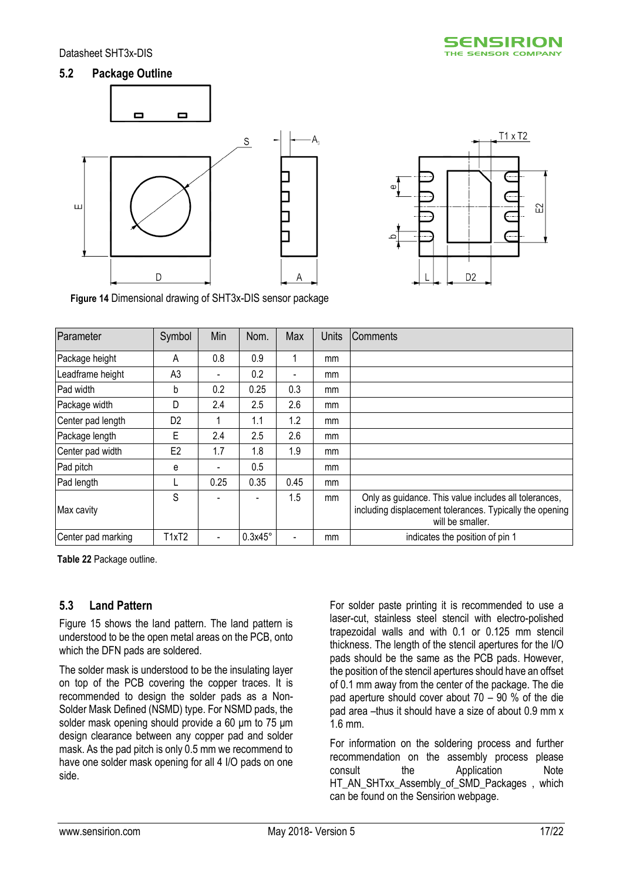## 5.2 Package Outline

**Figure 14** Dimensional drawing of SHT3x-DIS sensor package

| Parameter | Symbol | Min | Nom. | Max | Units | Comments |
|---|---|---|---|---|---|---|
| Package height | A | 0.8 | 0.9 | 1 | mm | |
| Leadframe height | A3 | - | 0.2 | - | mm | |
| Pad width | b | 0.2 | 0.25 | 0.3 | mm | |
| Package width | D | 2.4 | 2.5 | 2.6 | mm | |
| Center pad length | D2 | 1 | 1.1 | 1.2 | mm | |
| Package length | E | 2.4 | 2.5 | 2.6 | mm | |
| Center pad width | E2 | 1.7 | 1.8 | 1.9 | mm | |
| Pad pitch | e | - | 0.5 | | mm | |
| Pad length | L | 0.25 | 0.35 | 0.45 | mm | |
| Max cavity | S | - | - | 1.5 | mm | Only as guidance. This value includes all tolerances, including displacement tolerances. Typically the opening will be smaller. |
| Center pad marking | T1xT2 | - | 0.3x45° | - | mm | indicates the position of pin 1 |

**Table 22** Package outline.

## 5.3 Land Pattern

Figure 15 shows the land pattern. The land pattern is understood to be the open metal areas on the PCB, onto which the DFN pads are soldered.

The solder mask is understood to be the insulating layer on top of the PCB covering the copper traces. It is recommended to design the solder pads as a Non-Solder Mask Defined (NSMD) type. For NSMD pads, the solder mask opening should provide a 60 µm to 75 µm design clearance between any copper pad and solder mask. As the pad pitch is only 0.5 mm we recommend to have one solder mask opening for all 4 I/O pads on one side.

For solder paste printing it is recommended to use a laser-cut, stainless steel stencil with electro-polished trapezoidal walls and with 0.1 or 0.125 mm stencil thickness. The length of the stencil apertures for the I/O pads should be the same as the PCB pads. However, the position of the stencil apertures should have an offset of 0.1 mm away from the center of the package. The die pad aperture should cover about 70 – 90 % of the die pad area –thus it should have a size of about 0.9 mm x 1.6 mm.

For information on the soldering process and further recommendation on the assembly process please consult the Application Note HT_AN_SHTxx_Assembly_of_SMD_Packages , which can be found on the Sensirion webpage.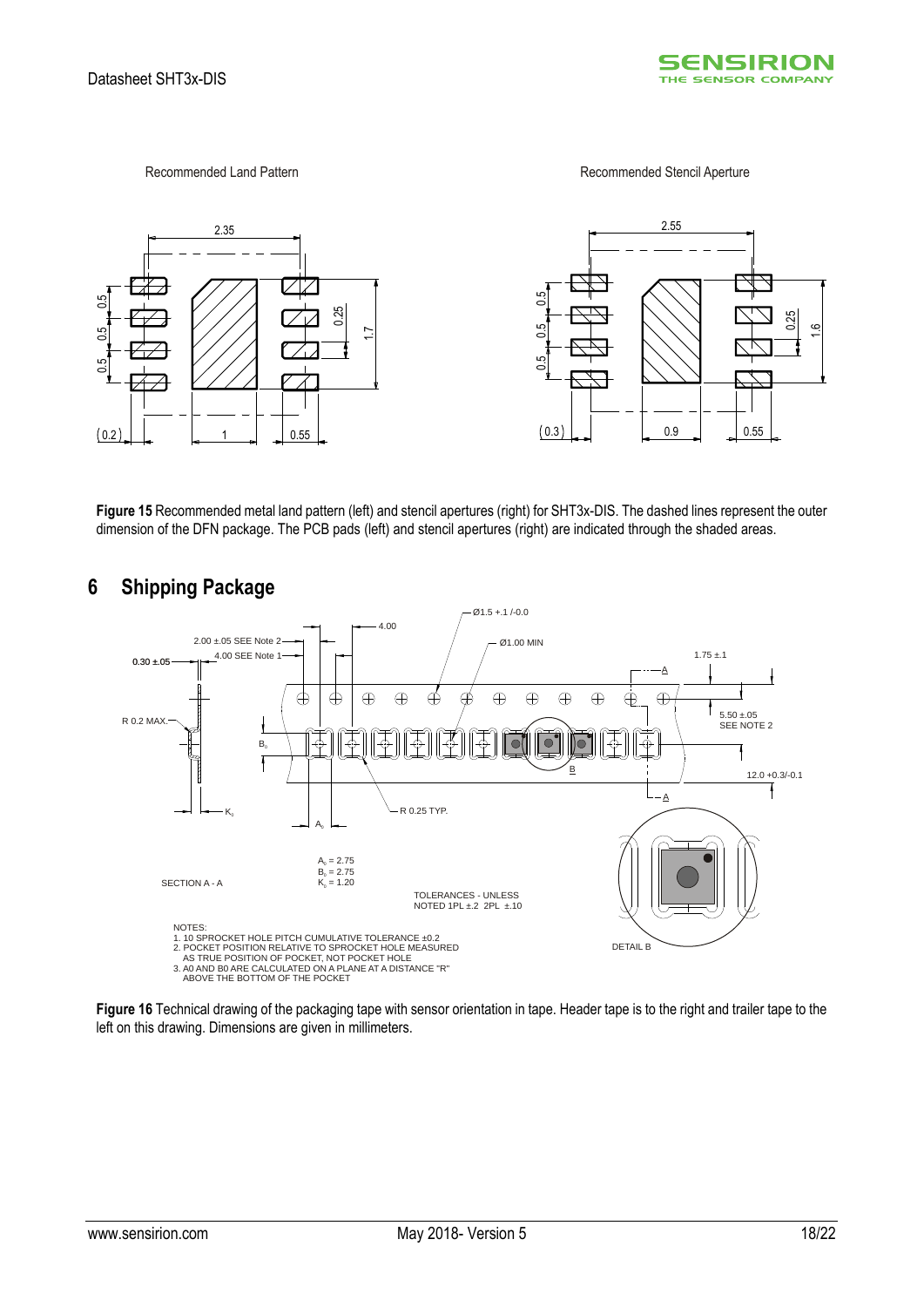Recommended Land Pattern

Recommended Stencil Aperture

**Figure 15** Recommended metal land pattern (left) and stencil apertures (right) for SHT3x-DIS. The dashed lines represent the outer dimension of the DFN package. The PCB pads (left) and stencil apertures (right) are indicated through the shaded areas.

# 6 Shipping Package

**Figure 16** Technical drawing of the packaging tape with sensor orientation in tape. Header tape is to the right and trailer tape to the left on this drawing. Dimensions are given in millimeters.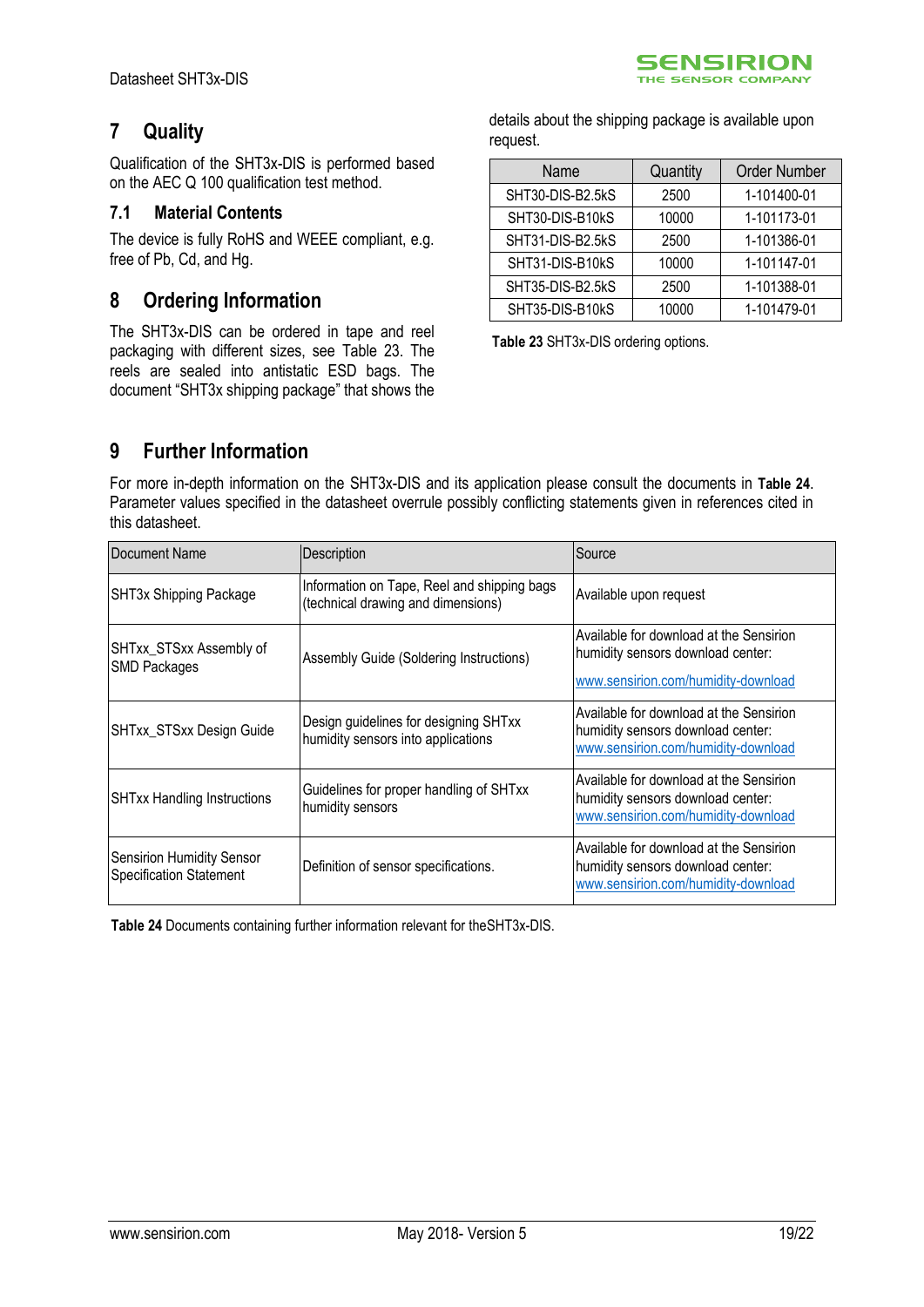# 7 Quality

Qualification of the SHT3x-DIS is performed based on the AEC Q 100 qualification test method.

## 7.1 Material Contents

The device is fully RoHS and WEEE compliant, e.g. free of Pb, Cd, and Hg.

# 8 Ordering Information

The SHT3x-DIS can be ordered in tape and reel packaging with different sizes, see Table 23. The reels are sealed into antistatic ESD bags. The document "SHT3x shipping package" that shows the details about the shipping package is available upon request.

| Name | Quantity | Order Number |
|---|---|---|
| SHT30-DIS-B2.5kS | 2500 | 1-101400-01 |
| SHT30-DIS-B10kS | 10000 | 1-101173-01 |
| SHT31-DIS-B2.5kS | 2500 | 1-101386-01 |
| SHT31-DIS-B10kS | 10000 | 1-101147-01 |
| SHT35-DIS-B2.5kS | 2500 | 1-101388-01 |
| SHT35-DIS-B10kS | 10000 | 1-101479-01 |

**Table 23** SHT3x-DIS ordering options.

# 9 Further Information

For more in-depth information on the SHT3x-DIS and its application please consult the documents in **Table 24**. Parameter values specified in the datasheet overrule possibly conflicting statements given in references cited in this datasheet.

| Document Name | Description | Source |
|---|---|---|
| SHT3x Shipping Package | Information on Tape, Reel and shipping bags (technical drawing and dimensions) | Available upon request |
| SHTxx_STSxx Assembly of SMD Packages | Assembly Guide (Soldering Instructions) | Available for download at the Sensirion humidity sensors download center: www.sensirion.com/humidity-download |
| SHTxx_STSxx Design Guide | Design guidelines for designing SHTxx humidity sensors into applications | Available for download at the Sensirion humidity sensors download center: www.sensirion.com/humidity-download |
| SHTxx Handling Instructions | Guidelines for proper handling of SHTxx humidity sensors | Available for download at the Sensirion humidity sensors download center: www.sensirion.com/humidity-download |
| Sensirion Humidity Sensor Specification Statement | Definition of sensor specifications. | Available for download at the Sensirion humidity sensors download center: www.sensirion.com/humidity-download |

**Table 24** Documents containing further information relevant for theSHT3x-DIS.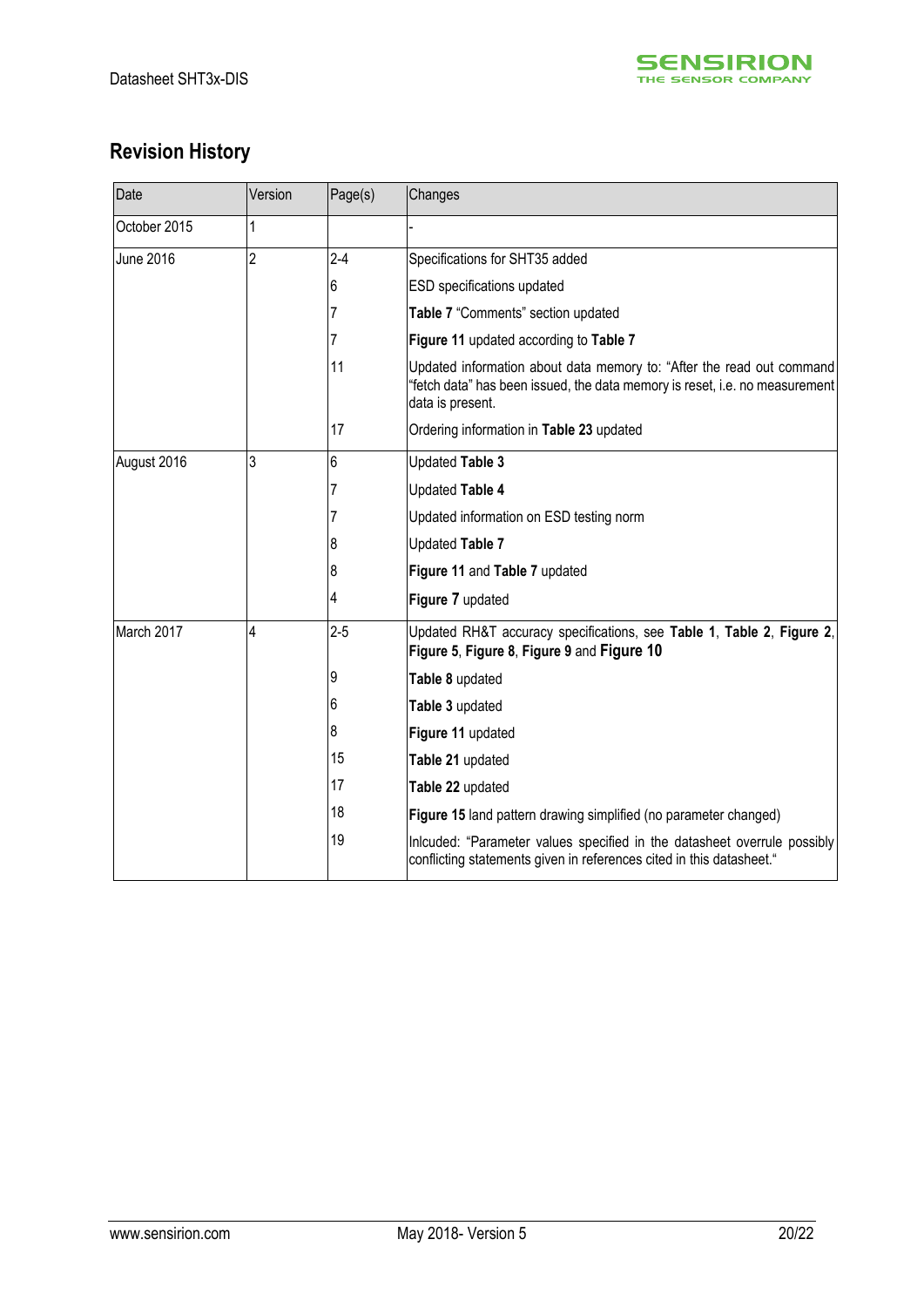## Revision History

| Date | Version | Page(s) | Changes |
|---|---|---|---|
| October 2015 | 1 | | - |
| June 2016 | 2 | 2-4 | Specifications for SHT35 added |
| | | 6 | ESD specifications updated |
| | | 7 | **Table 7** "Comments" section updated |
| | | 7 | **Figure 11** updated according to **Table 7** |
| | | 11 | Updated information about data memory to: "After the read out command "fetch data" has been issued, the data memory is reset, i.e. no measurement data is present. |
| | | 17 | Ordering information in **Table 23** updated |
| August 2016 | 3 | 6 | Updated **Table 3** |
| | | 7 | Updated **Table 4** |
| | | 7 | Updated information on ESD testing norm |
| | | 8 | Updated **Table 7** |
| | | 8 | **Figure 11** and **Table 7** updated |
| | | 4 | **Figure 7** updated |
| March 2017 | 4 | 2-5 | Updated RH&T accuracy specifications, see **Table 1**, **Table 2**, **Figure 2**, **Figure 5**, **Figure 8**, **Figure 9** and **Figure 10** |
| | | 9 | **Table 8** updated |
| | | 6 | **Table 3** updated |
| | | 8 | **Figure 11** updated |
| | | 15 | **Table 21** updated |
| | | 17 | **Table 22** updated |
| | | 18 | **Figure 15** land pattern drawing simplified (no parameter changed) |
| | | 19 | Inlcuded: "Parameter values specified in the datasheet overrule possibly conflicting statements given in references cited in this datasheet." |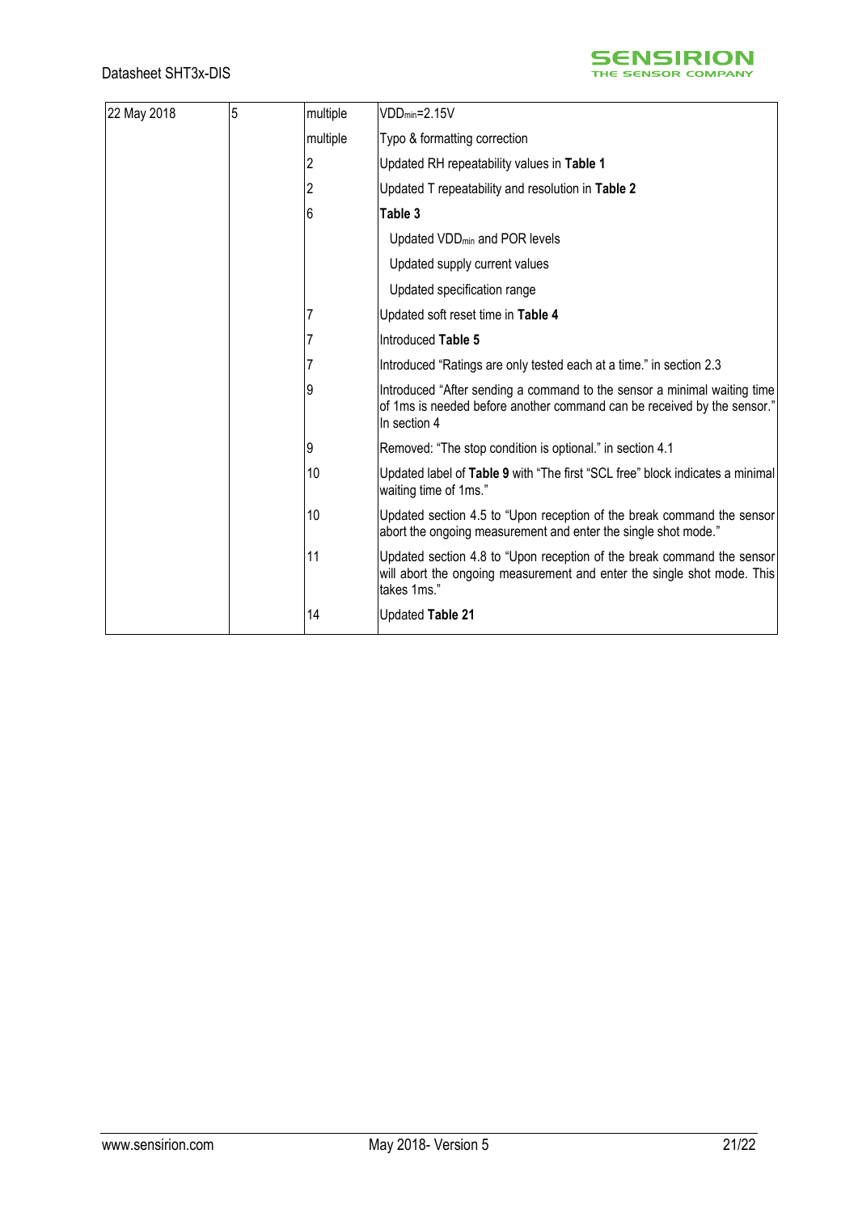| | | | |
|---|---|---|---|
| 22 May 2018 | 5 | multiple | $VDD_{min}$=2.15V |
| | | multiple | Typo & formatting correction |
| | | 2 | Updated RH repeatability values in **Table 1** |
| | | 2 | Updated T repeatability and resolution in **Table 2** |
| | | 6 | **Table 3** |
| | | | Updated $VDD_{min}$ and POR levels |
| | | | Updated supply current values |
| | | | Updated specification range |
| | | 7 | Updated soft reset time in **Table 4** |
| | | 7 | Introduced **Table 5** |
| | | 7 | Introduced “Ratings are only tested each at a time.” in section 2.3 |
| | | 9 | Introduced “After sending a command to the sensor a minimal waiting time of 1ms is needed before another command can be received by the sensor.” In section 4 |
| | | 9 | Removed: “The stop condition is optional.” in section 4.1 |
| | | 10 | Updated label of **Table 9** with “The first “SCL free” block indicates a minimal waiting time of 1ms.” |
| | | 10 | Updated section 4.5 to “Upon reception of the break command the sensor abort the ongoing measurement and enter the single shot mode.” |
| | | 11 | Updated section 4.8 to “Upon reception of the break command the sensor will abort the ongoing measurement and enter the single shot mode. This takes 1ms.” |
| | | 14 | Updated **Table 21** |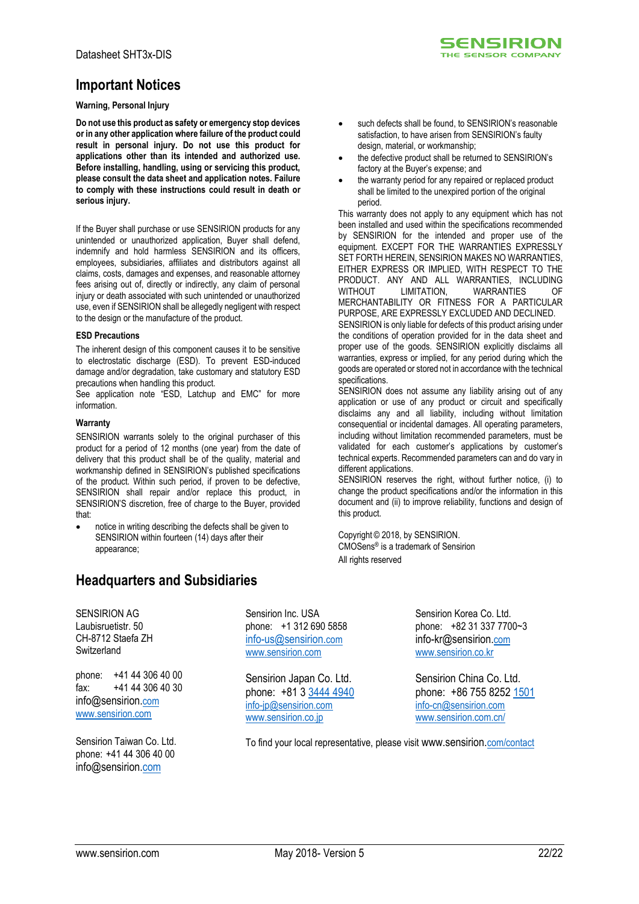## Important Notices

**Warning, Personal Injury**

**Do not use this product as safety or emergency stop devices or in any other application where failure of the product could result in personal injury. Do not use this product for applications other than its intended and authorized use. Before installing, handling, using or servicing this product, please consult the data sheet and application notes. Failure to comply with these instructions could result in death or serious injury.**

If the Buyer shall purchase or use SENSIRION products for any unintended or unauthorized application, Buyer shall defend, indemnify and hold harmless SENSIRION and its officers, employees, subsidiaries, affiliates and distributors against all claims, costs, damages and expenses, and reasonable attorney fees arising out of, directly or indirectly, any claim of personal injury or death associated with such unintended or unauthorized use, even if SENSIRION shall be allegedly negligent with respect to the design or the manufacture of the product.

**ESD Precautions**

The inherent design of this component causes it to be sensitive to electrostatic discharge (ESD). To prevent ESD-induced damage and/or degradation, take customary and statutory ESD precautions when handling this product.
See application note "ESD, Latchup and EMC" for more information.

**Warranty**

SENSIRION warrants solely to the original purchaser of this product for a period of 12 months (one year) from the date of delivery that this product shall be of the quality, material and workmanship defined in SENSIRION's published specifications of the product. Within such period, if proven to be defective, SENSIRION shall repair and/or replace this product, in SENSIRION'S discretion, free of charge to the Buyer, provided that:

- notice in writing describing the defects shall be given to SENSIRION within fourteen (14) days after their appearance;
- such defects shall be found, to SENSIRION's reasonable satisfaction, to have arisen from SENSIRION's faulty design, material, or workmanship;
- the defective product shall be returned to SENSIRION's factory at the Buyer's expense; and
- the warranty period for any repaired or replaced product shall be limited to the unexpired portion of the original period.

This warranty does not apply to any equipment which has not been installed and used within the specifications recommended by SENSIRION for the intended and proper use of the equipment. EXCEPT FOR THE WARRANTIES EXPRESSLY SET FORTH HEREIN, SENSIRION MAKES NO WARRANTIES, EITHER EXPRESS OR IMPLIED, WITH RESPECT TO THE PRODUCT. ANY AND ALL WARRANTIES, INCLUDING WITHOUT LIMITATION, WARRANTIES OF MERCHANTABILITY OR FITNESS FOR A PARTICULAR PURPOSE, ARE EXPRESSLY EXCLUDED AND DECLINED.
SENSIRION is only liable for defects of this product arising under the conditions of operation provided for in the data sheet and proper use of the goods. SENSIRION explicitly disclaims all warranties, express or implied, for any period during which the goods are operated or stored not in accordance with the technical specifications.
SENSIRION does not assume any liability arising out of any application or use of any product or circuit and specifically disclaims any and all liability, including without limitation consequential or incidental damages. All operating parameters, including without limitation recommended parameters, must be validated for each customer's applications by customer's technical experts. Recommended parameters can and do vary in different applications.
SENSIRION reserves the right, without further notice, (i) to change the product specifications and/or the information in this document and (ii) to improve reliability, functions and design of this product.

Copyright © 2018, by SENSIRION.
CMOSens® is a trademark of Sensirion
All rights reserved

## Headquarters and Subsidiaries

SENSIRION AG
Laubisruetistr. 50
CH-8712 Staefa ZH
Switzerland

phone: +41 44 306 40 00
fax: +41 44 306 40 30
info@sensirion.com
www.sensirion.com

Sensirion Taiwan Co. Ltd.
phone: +41 44 306 40 00
info@sensirion.com

Sensirion Inc. USA
phone: +1 312 690 5858
info-us@sensirion.com
www.sensirion.com

Sensirion Japan Co. Ltd.
phone: +81 3 3444 4940
info-jp@sensirion.com
www.sensirion.co.jp

Sensirion Korea Co. Ltd.
phone: +82 31 337 7700~3
info-kr@sensirion.com
www.sensirion.co.kr

Sensirion China Co. Ltd.
phone: +86 755 8252 1501
info-cn@sensirion.com
www.sensirion.com.cn/

To find your local representative, please visit www.sensirion.com/contact